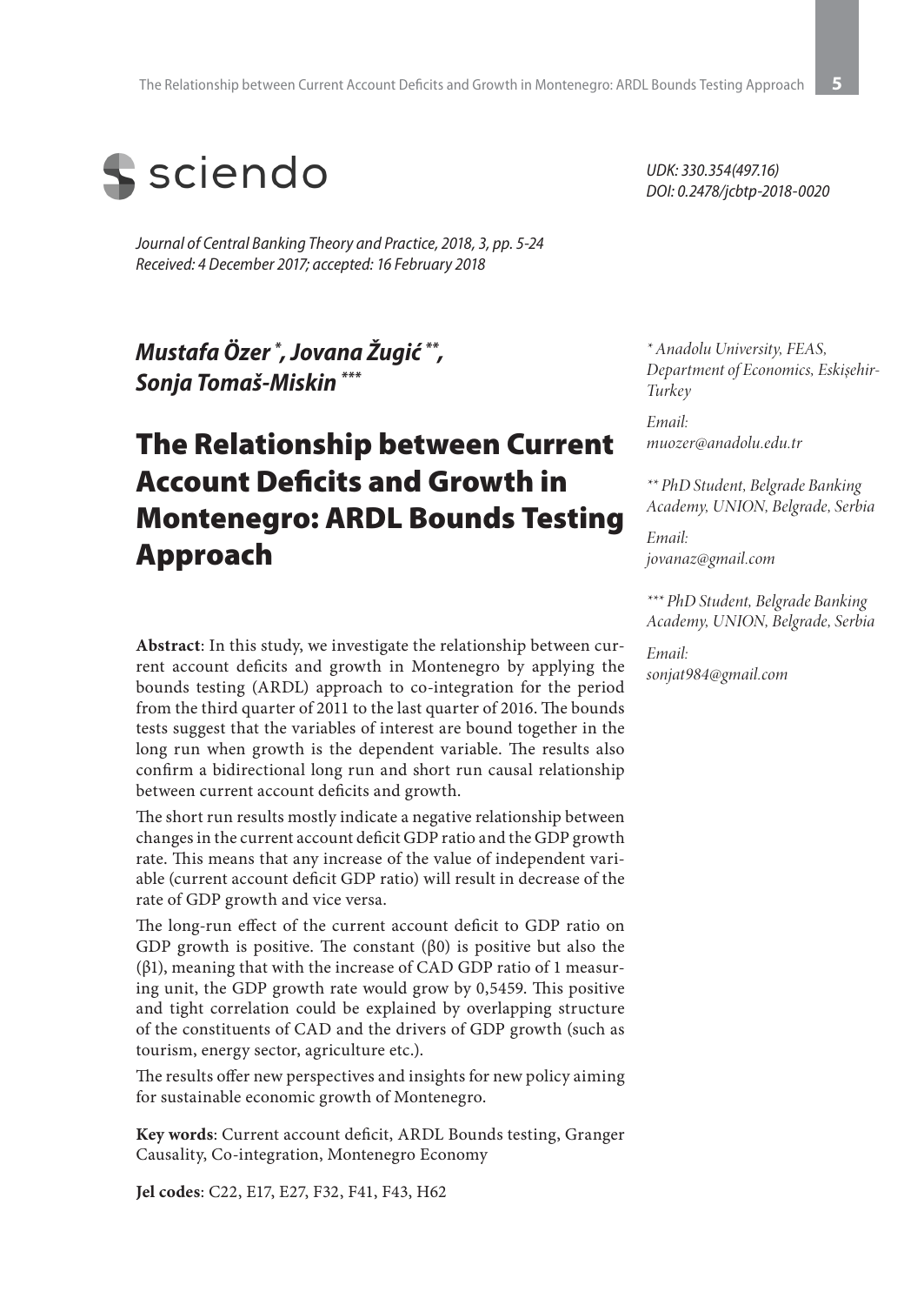sciendo

*UDK: 330.354(497.16)*
*DOI: 0.2478/jcbtp-2018-0020*

*Journal of Central Banking Theory and Practice, 2018, 3, pp. 5-24*
*Received: 4 December 2017; accepted: 16 February 2018*

***Mustafa Özer [*], Jovana Žugić [**], Sonja Tomaš-Miskin [***]***

*[*] Anadolu University, FEAS, Department of Economics, Eskişehir-Turkey*

*Email: muozer@anadolu.edu.tr*

*[**] PhD Student, Belgrade Banking Academy, UNION, Belgrade, Serbia*

*Email: jovanaz@gmail.com*

*[***] PhD Student, Belgrade Banking Academy, UNION, Belgrade, Serbia*

*Email: sonjat984@gmail.com*

# The Relationship between Current Account Deficits and Growth in Montenegro: ARDL Bounds Testing Approach

**Abstract**: In this study, we investigate the relationship between current account deficits and growth in Montenegro by applying the bounds testing (ARDL) approach to co-integration for the period from the third quarter of 2011 to the last quarter of 2016. The bounds tests suggest that the variables of interest are bound together in the long run when growth is the dependent variable. The results also confirm a bidirectional long run and short run causal relationship between current account deficits and growth.

The short run results mostly indicate a negative relationship between changes in the current account deficit GDP ratio and the GDP growth rate. This means that any increase of the value of independent variable (current account deficit GDP ratio) will result in decrease of the rate of GDP growth and vice versa.

The long-run effect of the current account deficit to GDP ratio on GDP growth is positive. The constant ($\beta 0$) is positive but also the ($\beta 1$), meaning that with the increase of CAD GDP ratio of 1 measuring unit, the GDP growth rate would grow by 0,5459. This positive and tight correlation could be explained by overlapping structure of the constituents of CAD and the drivers of GDP growth (such as tourism, energy sector, agriculture etc.).

The results offer new perspectives and insights for new policy aiming for sustainable economic growth of Montenegro.

**Key words**: Current account deficit, ARDL Bounds testing, Granger Causality, Co-integration, Montenegro Economy

**Jel codes**: C22, E17, E27, F32, F41, F43, H62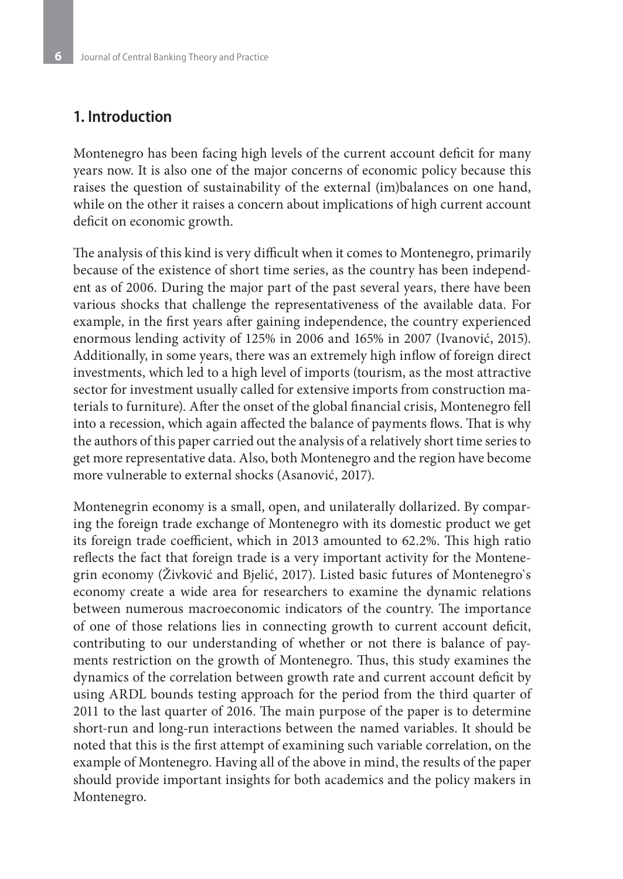## 1. Introduction

Montenegro has been facing high levels of the current account deficit for many years now. It is also one of the major concerns of economic policy because this raises the question of sustainability of the external (im)balances on one hand, while on the other it raises a concern about implications of high current account deficit on economic growth.

The analysis of this kind is very difficult when it comes to Montenegro, primarily because of the existence of short time series, as the country has been independent as of 2006. During the major part of the past several years, there have been various shocks that challenge the representativeness of the available data. For example, in the first years after gaining independence, the country experienced enormous lending activity of 125% in 2006 and 165% in 2007 (Ivanović, 2015). Additionally, in some years, there was an extremely high inflow of foreign direct investments, which led to a high level of imports (tourism, as the most attractive sector for investment usually called for extensive imports from construction materials to furniture). After the onset of the global financial crisis, Montenegro fell into a recession, which again affected the balance of payments flows. That is why the authors of this paper carried out the analysis of a relatively short time series to get more representative data. Also, both Montenegro and the region have become more vulnerable to external shocks (Asanović, 2017).

Montenegrin economy is a small, open, and unilaterally dollarized. By comparing the foreign trade exchange of Montenegro with its domestic product we get its foreign trade coefficient, which in 2013 amounted to 62.2%. This high ratio reflects the fact that foreign trade is a very important activity for the Montenegrin economy (Živković and Bjelić, 2017). Listed basic futures of Montenegro`s economy create a wide area for researchers to examine the dynamic relations between numerous macroeconomic indicators of the country. The importance of one of those relations lies in connecting growth to current account deficit, contributing to our understanding of whether or not there is balance of payments restriction on the growth of Montenegro. Thus, this study examines the dynamics of the correlation between growth rate and current account deficit by using ARDL bounds testing approach for the period from the third quarter of 2011 to the last quarter of 2016. The main purpose of the paper is to determine short-run and long-run interactions between the named variables. It should be noted that this is the first attempt of examining such variable correlation, on the example of Montenegro. Having all of the above in mind, the results of the paper should provide important insights for both academics and the policy makers in Montenegro.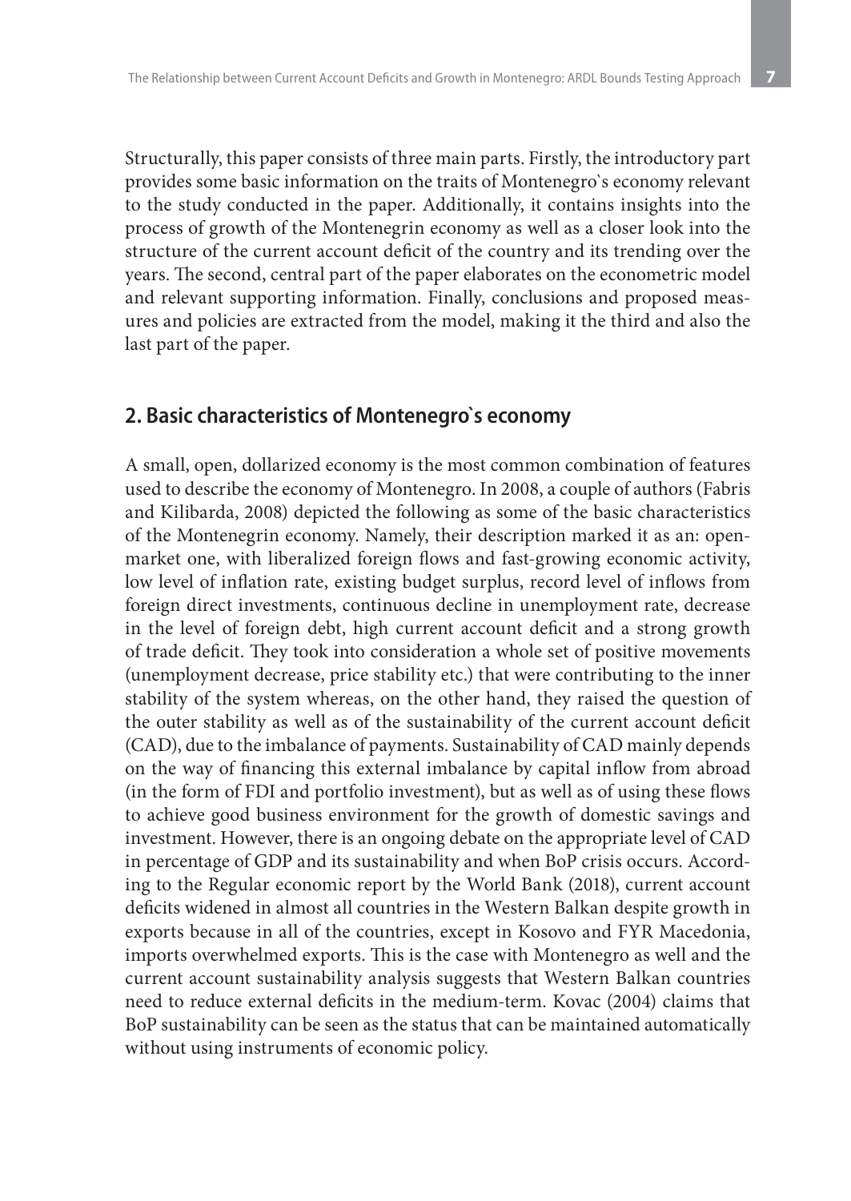Structurally, this paper consists of three main parts. Firstly, the introductory part provides some basic information on the traits of Montenegro`s economy relevant to the study conducted in the paper. Additionally, it contains insights into the process of growth of the Montenegrin economy as well as a closer look into the structure of the current account deficit of the country and its trending over the years. The second, central part of the paper elaborates on the econometric model and relevant supporting information. Finally, conclusions and proposed measures and policies are extracted from the model, making it the third and also the last part of the paper.

## 2. Basic characteristics of Montenegro`s economy

A small, open, dollarized economy is the most common combination of features used to describe the economy of Montenegro. In 2008, a couple of authors (Fabris and Kilibarda, 2008) depicted the following as some of the basic characteristics of the Montenegrin economy. Namely, their description marked it as an: open-market one, with liberalized foreign flows and fast-growing economic activity, low level of inflation rate, existing budget surplus, record level of inflows from foreign direct investments, continuous decline in unemployment rate, decrease in the level of foreign debt, high current account deficit and a strong growth of trade deficit. They took into consideration a whole set of positive movements (unemployment decrease, price stability etc.) that were contributing to the inner stability of the system whereas, on the other hand, they raised the question of the outer stability as well as of the sustainability of the current account deficit (CAD), due to the imbalance of payments. Sustainability of CAD mainly depends on the way of financing this external imbalance by capital inflow from abroad (in the form of FDI and portfolio investment), but as well as of using these flows to achieve good business environment for the growth of domestic savings and investment. However, there is an ongoing debate on the appropriate level of CAD in percentage of GDP and its sustainability and when BoP crisis occurs. According to the Regular economic report by the World Bank (2018), current account deficits widened in almost all countries in the Western Balkan despite growth in exports because in all of the countries, except in Kosovo and FYR Macedonia, imports overwhelmed exports. This is the case with Montenegro as well and the current account sustainability analysis suggests that Western Balkan countries need to reduce external deficits in the medium-term. Kovac (2004) claims that BoP sustainability can be seen as the status that can be maintained automatically without using instruments of economic policy.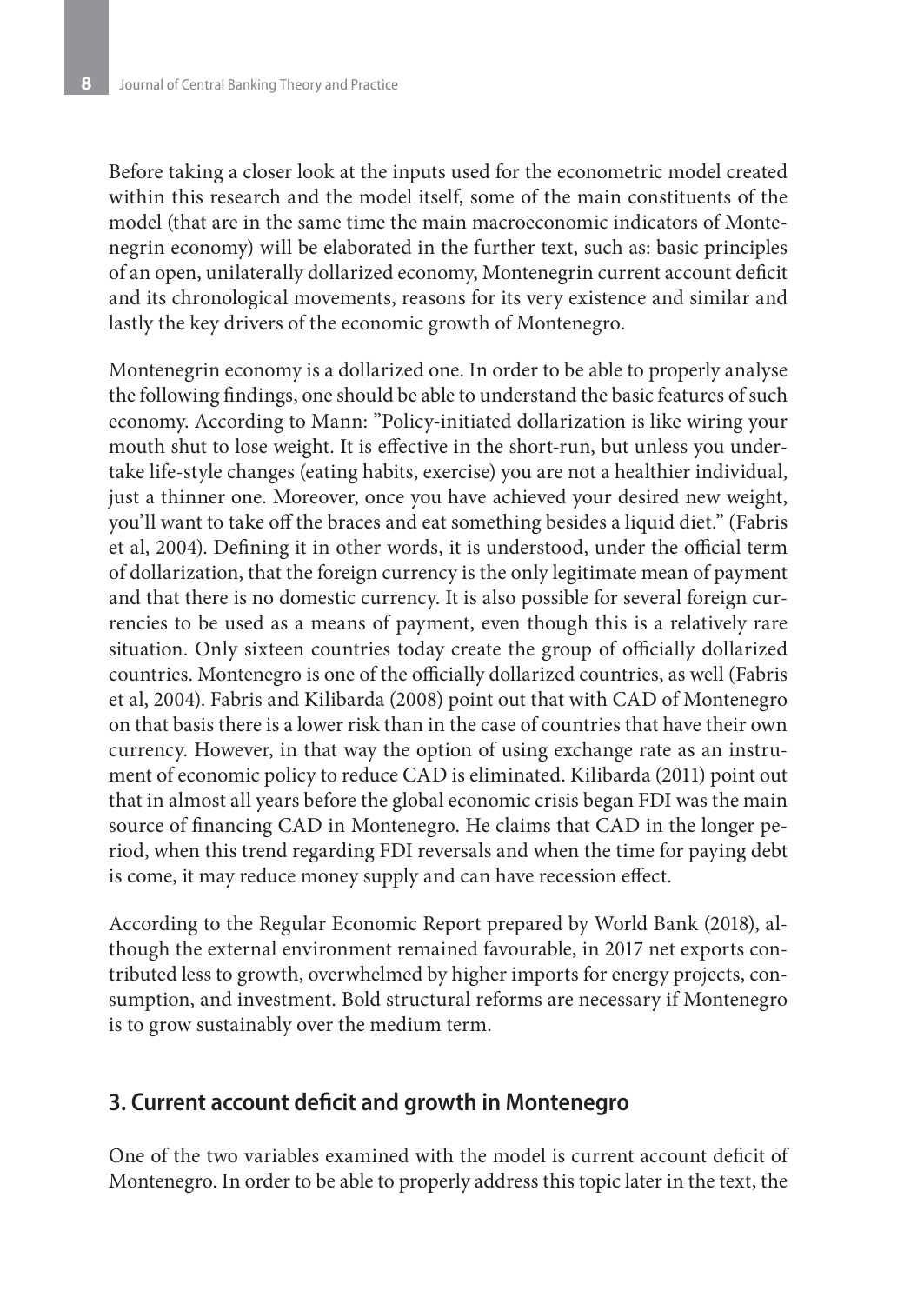Before taking a closer look at the inputs used for the econometric model created within this research and the model itself, some of the main constituents of the model (that are in the same time the main macroeconomic indicators of Montenegrin economy) will be elaborated in the further text, such as: basic principles of an open, unilaterally dollarized economy, Montenegrin current account deficit and its chronological movements, reasons for its very existence and similar and lastly the key drivers of the economic growth of Montenegro.

Montenegrin economy is a dollarized one. In order to be able to properly analyse the following findings, one should be able to understand the basic features of such economy. According to Mann: "Policy-initiated dollarization is like wiring your mouth shut to lose weight. It is effective in the short-run, but unless you undertake life-style changes (eating habits, exercise) you are not a healthier individual, just a thinner one. Moreover, once you have achieved your desired new weight, you'll want to take off the braces and eat something besides a liquid diet." (Fabris et al, 2004). Defining it in other words, it is understood, under the official term of dollarization, that the foreign currency is the only legitimate mean of payment and that there is no domestic currency. It is also possible for several foreign currencies to be used as a means of payment, even though this is a relatively rare situation. Only sixteen countries today create the group of officially dollarized countries. Montenegro is one of the officially dollarized countries, as well (Fabris et al, 2004). Fabris and Kilibarda (2008) point out that with CAD of Montenegro on that basis there is a lower risk than in the case of countries that have their own currency. However, in that way the option of using exchange rate as an instrument of economic policy to reduce CAD is eliminated. Kilibarda (2011) point out that in almost all years before the global economic crisis began FDI was the main source of financing CAD in Montenegro. He claims that CAD in the longer period, when this trend regarding FDI reversals and when the time for paying debt is come, it may reduce money supply and can have recession effect.

According to the Regular Economic Report prepared by World Bank (2018), although the external environment remained favourable, in 2017 net exports contributed less to growth, overwhelmed by higher imports for energy projects, consumption, and investment. Bold structural reforms are necessary if Montenegro is to grow sustainably over the medium term.

## 3. Current account deficit and growth in Montenegro

One of the two variables examined with the model is current account deficit of Montenegro. In order to be able to properly address this topic later in the text, the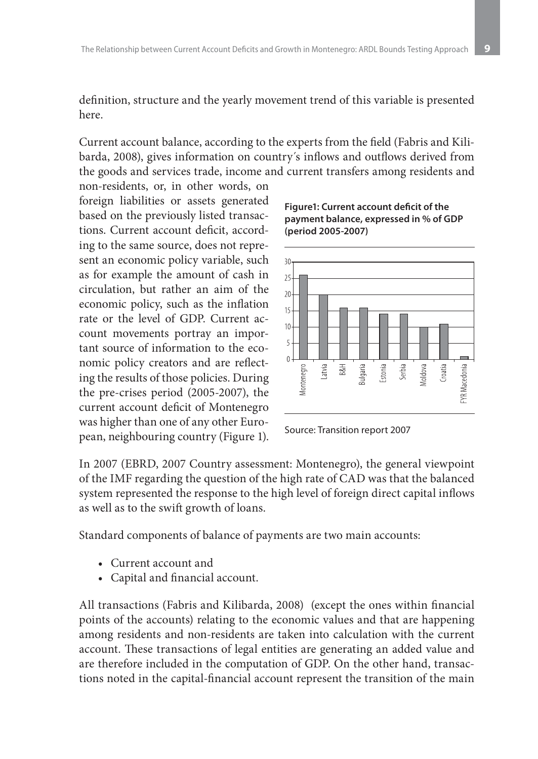definition, structure and the yearly movement trend of this variable is presented here.

Current account balance, according to the experts from the field (Fabris and Kilibarda, 2008), gives information on country´s inflows and outflows derived from the goods and services trade, income and current transfers among residents and non-residents, or, in other words, on foreign liabilities or assets generated based on the previously listed transactions. Current account deficit, according to the same source, does not represent an economic policy variable, such as for example the amount of cash in circulation, but rather an aim of the economic policy, such as the inflation rate or the level of GDP. Current account movements portray an important source of information to the economic policy creators and are reflecting the results of those policies. During the pre-crises period (2005-2007), the current account deficit of Montenegro was higher than one of any other European, neighbouring country (Figure 1).

**Figure1: Current account deficit of the payment balance, expressed in % of GDP (period 2005-2007)**

Source: Transition report 2007

In 2007 (EBRD, 2007 Country assessment: Montenegro), the general viewpoint of the IMF regarding the question of the high rate of CAD was that the balanced system represented the response to the high level of foreign direct capital inflows as well as to the swift growth of loans.

Standard components of balance of payments are two main accounts:

- Current account and
- Capital and financial account.

All transactions (Fabris and Kilibarda, 2008) (except the ones within financial points of the accounts) relating to the economic values and that are happening among residents and non-residents are taken into calculation with the current account. These transactions of legal entities are generating an added value and are therefore included in the computation of GDP. On the other hand, transactions noted in the capital-financial account represent the transition of the main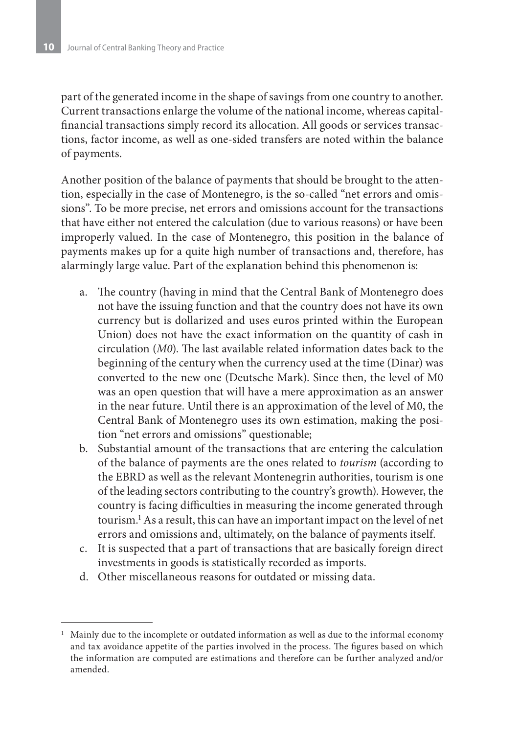part of the generated income in the shape of savings from one country to another. Current transactions enlarge the volume of the national income, whereas capital-financial transactions simply record its allocation. All goods or services transactions, factor income, as well as one-sided transfers are noted within the balance of payments.

Another position of the balance of payments that should be brought to the attention, especially in the case of Montenegro, is the so-called "net errors and omissions". To be more precise, net errors and omissions account for the transactions that have either not entered the calculation (due to various reasons) or have been improperly valued. In the case of Montenegro, this position in the balance of payments makes up for a quite high number of transactions and, therefore, has alarmingly large value. Part of the explanation behind this phenomenon is:

a. The country (having in mind that the Central Bank of Montenegro does not have the issuing function and that the country does not have its own currency but is dollarized and uses euros printed within the European Union) does not have the exact information on the quantity of cash in circulation (*M0*). The last available related information dates back to the beginning of the century when the currency used at the time (Dinar) was converted to the new one (Deutsche Mark). Since then, the level of M0 was an open question that will have a mere approximation as an answer in the near future. Until there is an approximation of the level of M0, the Central Bank of Montenegro uses its own estimation, making the position "net errors and omissions" questionable;
b. Substantial amount of the transactions that are entering the calculation of the balance of payments are the ones related to *tourism* (according to the EBRD as well as the relevant Montenegrin authorities, tourism is one of the leading sectors contributing to the country's growth). However, the country is facing difficulties in measuring the income generated through tourism.[1] As a result, this can have an important impact on the level of net errors and omissions and, ultimately, on the balance of payments itself.
c. It is suspected that a part of transactions that are basically foreign direct investments in goods is statistically recorded as imports.
d. Other miscellaneous reasons for outdated or missing data.

---

[1] Mainly due to the incomplete or outdated information as well as due to the informal economy and tax avoidance appetite of the parties involved in the process. The figures based on which the information are computed are estimations and therefore can be further analyzed and/or amended.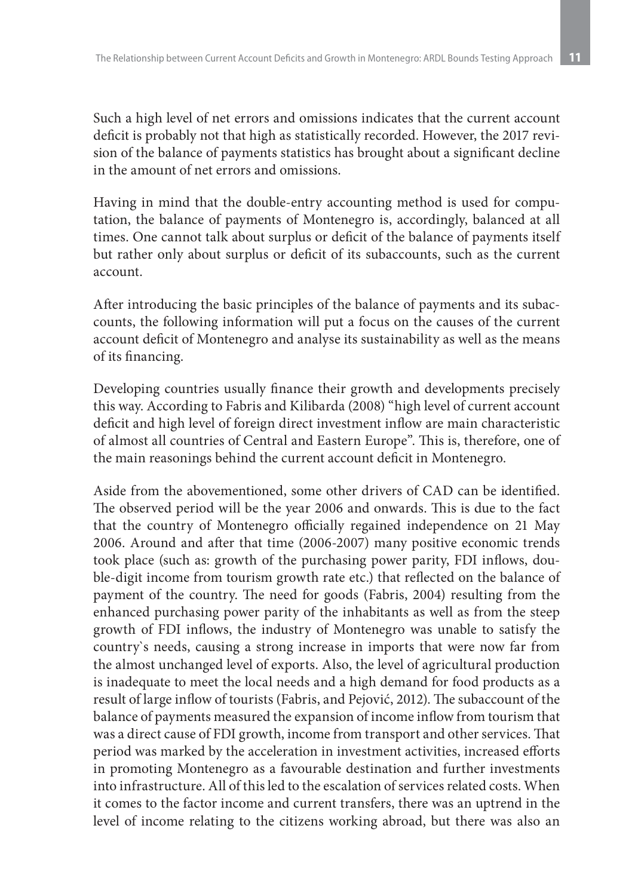Such a high level of net errors and omissions indicates that the current account deficit is probably not that high as statistically recorded. However, the 2017 revision of the balance of payments statistics has brought about a significant decline in the amount of net errors and omissions.

Having in mind that the double-entry accounting method is used for computation, the balance of payments of Montenegro is, accordingly, balanced at all times. One cannot talk about surplus or deficit of the balance of payments itself but rather only about surplus or deficit of its subaccounts, such as the current account.

After introducing the basic principles of the balance of payments and its subaccounts, the following information will put a focus on the causes of the current account deficit of Montenegro and analyse its sustainability as well as the means of its financing.

Developing countries usually finance their growth and developments precisely this way. According to Fabris and Kilibarda (2008) "high level of current account deficit and high level of foreign direct investment inflow are main characteristic of almost all countries of Central and Eastern Europe". This is, therefore, one of the main reasonings behind the current account deficit in Montenegro.

Aside from the abovementioned, some other drivers of CAD can be identified. The observed period will be the year 2006 and onwards. This is due to the fact that the country of Montenegro officially regained independence on 21 May 2006. Around and after that time (2006-2007) many positive economic trends took place (such as: growth of the purchasing power parity, FDI inflows, double-digit income from tourism growth rate etc.) that reflected on the balance of payment of the country. The need for goods (Fabris, 2004) resulting from the enhanced purchasing power parity of the inhabitants as well as from the steep growth of FDI inflows, the industry of Montenegro was unable to satisfy the country`s needs, causing a strong increase in imports that were now far from the almost unchanged level of exports. Also, the level of agricultural production is inadequate to meet the local needs and a high demand for food products as a result of large inflow of tourists (Fabris, and Pejović, 2012). The subaccount of the balance of payments measured the expansion of income inflow from tourism that was a direct cause of FDI growth, income from transport and other services. That period was marked by the acceleration in investment activities, increased efforts in promoting Montenegro as a favourable destination and further investments into infrastructure. All of this led to the escalation of services related costs. When it comes to the factor income and current transfers, there was an uptrend in the level of income relating to the citizens working abroad, but there was also an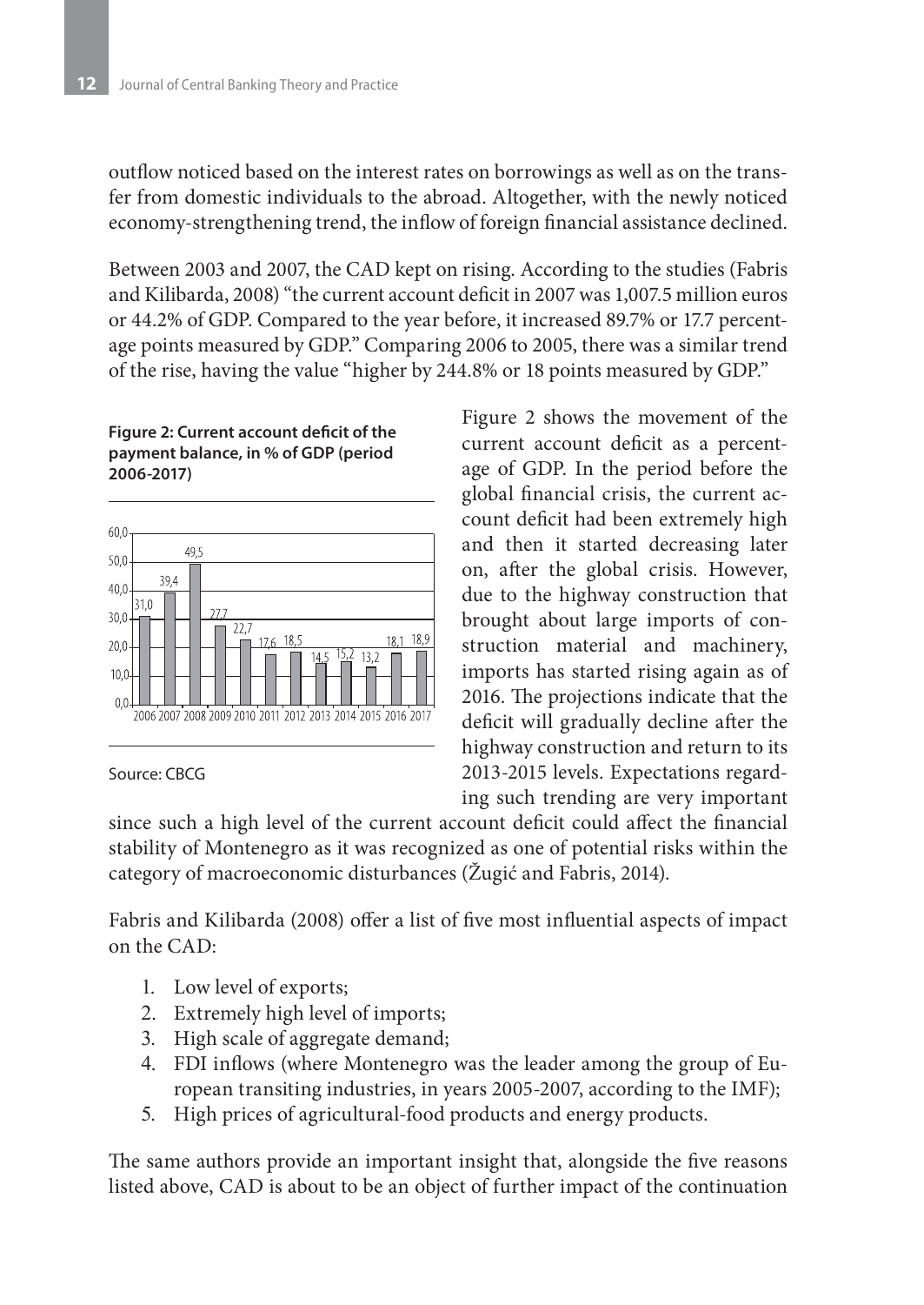outflow noticed based on the interest rates on borrowings as well as on the transfer from domestic individuals to the abroad. Altogether, with the newly noticed economy-strengthening trend, the inflow of foreign financial assistance declined.

Between 2003 and 2007, the CAD kept on rising. According to the studies (Fabris and Kilibarda, 2008) "the current account deficit in 2007 was 1,007.5 million euros or 44.2% of GDP. Compared to the year before, it increased 89.7% or 17.7 percentage points measured by GDP." Comparing 2006 to 2005, there was a similar trend of the rise, having the value "higher by 244.8% or 18 points measured by GDP."

**Figure 2: Current account deficit of the payment balance, in % of GDP (period 2006-2017)**

| 2006 | 2007 | 2008 | 2009 | 2010 | 2011 | 2012 | 2013 | 2014 | 2015 | 2016 | 2017 |
|---|---|---|---|---|---|---|---|---|---|---|---|
| 31,0 | 39,4 | 49,5 | 27,7 | 22,7 | 17,6 | 18,5 | 14,5 | 15,2 | 13,2 | 18,1 | 18,9 |

Source: CBCG

Figure 2 shows the movement of the current account deficit as a percentage of GDP. In the period before the global financial crisis, the current account deficit had been extremely high and then it started decreasing later on, after the global crisis. However, due to the highway construction that brought about large imports of construction material and machinery, imports has started rising again as of 2016. The projections indicate that the deficit will gradually decline after the highway construction and return to its 2013-2015 levels. Expectations regarding such trending are very important since such a high level of the current account deficit could affect the financial stability of Montenegro as it was recognized as one of potential risks within the category of macroeconomic disturbances (Žugić and Fabris, 2014).

Fabris and Kilibarda (2008) offer a list of five most influential aspects of impact on the CAD:

1. Low level of exports;
2. Extremely high level of imports;
3. High scale of aggregate demand;
4. FDI inflows (where Montenegro was the leader among the group of European transiting industries, in years 2005-2007, according to the IMF);
5. High prices of agricultural-food products and energy products.

The same authors provide an important insight that, alongside the five reasons listed above, CAD is about to be an object of further impact of the continuation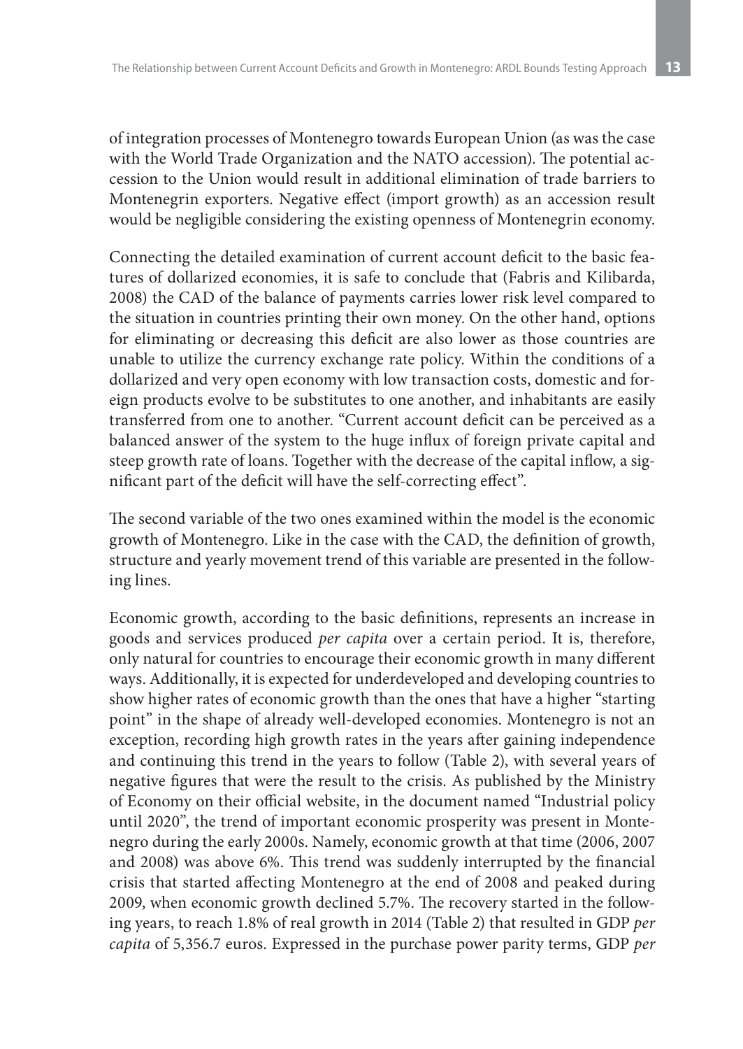of integration processes of Montenegro towards European Union (as was the case with the World Trade Organization and the NATO accession). The potential accession to the Union would result in additional elimination of trade barriers to Montenegrin exporters. Negative effect (import growth) as an accession result would be negligible considering the existing openness of Montenegrin economy.

Connecting the detailed examination of current account deficit to the basic features of dollarized economies, it is safe to conclude that (Fabris and Kilibarda, 2008) the CAD of the balance of payments carries lower risk level compared to the situation in countries printing their own money. On the other hand, options for eliminating or decreasing this deficit are also lower as those countries are unable to utilize the currency exchange rate policy. Within the conditions of a dollarized and very open economy with low transaction costs, domestic and foreign products evolve to be substitutes to one another, and inhabitants are easily transferred from one to another. "Current account deficit can be perceived as a balanced answer of the system to the huge influx of foreign private capital and steep growth rate of loans. Together with the decrease of the capital inflow, a significant part of the deficit will have the self-correcting effect".

The second variable of the two ones examined within the model is the economic growth of Montenegro. Like in the case with the CAD, the definition of growth, structure and yearly movement trend of this variable are presented in the following lines.

Economic growth, according to the basic definitions, represents an increase in goods and services produced *per capita* over a certain period. It is, therefore, only natural for countries to encourage their economic growth in many different ways. Additionally, it is expected for underdeveloped and developing countries to show higher rates of economic growth than the ones that have a higher "starting point" in the shape of already well-developed economies. Montenegro is not an exception, recording high growth rates in the years after gaining independence and continuing this trend in the years to follow (Table 2), with several years of negative figures that were the result to the crisis. As published by the Ministry of Economy on their official website, in the document named "Industrial policy until 2020", the trend of important economic prosperity was present in Montenegro during the early 2000s. Namely, economic growth at that time (2006, 2007 and 2008) was above 6%. This trend was suddenly interrupted by the financial crisis that started affecting Montenegro at the end of 2008 and peaked during 2009, when economic growth declined 5.7%. The recovery started in the following years, to reach 1.8% of real growth in 2014 (Table 2) that resulted in GDP *per capita* of 5,356.7 euros. Expressed in the purchase power parity terms, GDP *per*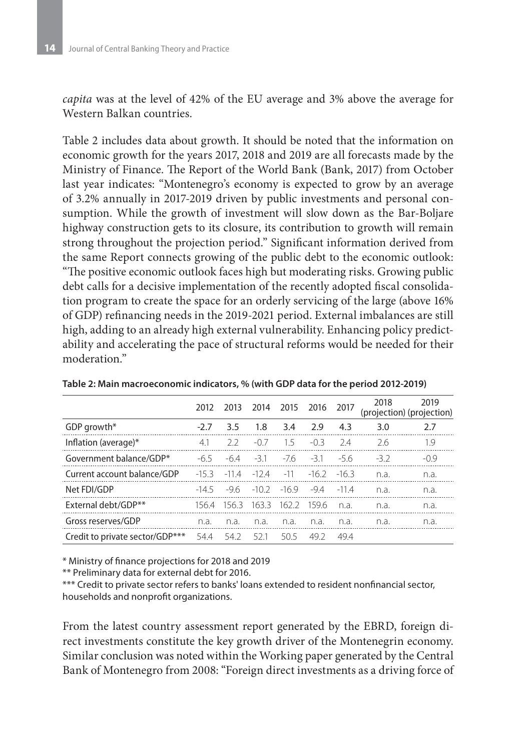*capita* was at the level of 42% of the EU average and 3% above the average for Western Balkan countries.

Table 2 includes data about growth. It should be noted that the information on economic growth for the years 2017, 2018 and 2019 are all forecasts made by the Ministry of Finance. The Report of the World Bank (Bank, 2017) from October last year indicates: "Montenegro's economy is expected to grow by an average of 3.2% annually in 2017-2019 driven by public investments and personal consumption. While the growth of investment will slow down as the Bar-Boljare highway construction gets to its closure, its contribution to growth will remain strong throughout the projection period." Significant information derived from the same Report connects growing of the public debt to the economic outlook: "The positive economic outlook faces high but moderating risks. Growing public debt calls for a decisive implementation of the recently adopted fiscal consolidation program to create the space for an orderly servicing of the large (above 16% of GDP) refinancing needs in the 2019-2021 period. External imbalances are still high, adding to an already high external vulnerability. Enhancing policy predictability and accelerating the pace of structural reforms would be needed for their moderation."

**Table 2: Main macroeconomic indicators, % (with GDP data for the period 2012-2019)**

| | 2012 | 2013 | 2014 | 2015 | 2016 | 2017 | 2018 (projection) | 2019 (projection) |
|---|---|---|---|---|---|---|---|---|
| GDP growth* | -2.7 | 3.5 | 1.8 | 3.4 | 2.9 | 4.3 | 3.0 | 2.7 |
| Inflation (average)* | 4.1 | 2.2 | -0.7 | 1.5 | -0.3 | 2.4 | 2.6 | 1.9 |
| Government balance/GDP* | -6.5 | -6.4 | -3.1 | -7.6 | -3.1 | -5.6 | -3.2 | -0.9 |
| Current account balance/GDP | -15.3 | -11.4 | -12.4 | -11 | -16.2 | -16.3 | n.a. | n.a. |
| Net FDI/GDP | -14.5 | -9.6 | -10.2 | -16.9 | -9.4 | -11.4 | n.a. | n.a. |
| External debt/GDP** | 156.4 | 156.3 | 163.3 | 162.2 | 159.6 | n.a. | n.a. | n.a. |
| Gross reserves/GDP | n.a. | n.a. | n.a. | n.a. | n.a. | n.a. | n.a. | n.a. |
| Credit to private sector/GDP*** | 54.4 | 54.2 | 52.1 | 50.5 | 49.2 | 49.4 | | |

\* Ministry of finance projections for 2018 and 2019

\** Preliminary data for external debt for 2016.

\*** Credit to private sector refers to banks' loans extended to resident nonfinancial sector, households and nonprofit organizations.

From the latest country assessment report generated by the EBRD, foreign direct investments constitute the key growth driver of the Montenegrin economy. Similar conclusion was noted within the Working paper generated by the Central Bank of Montenegro from 2008: "Foreign direct investments as a driving force of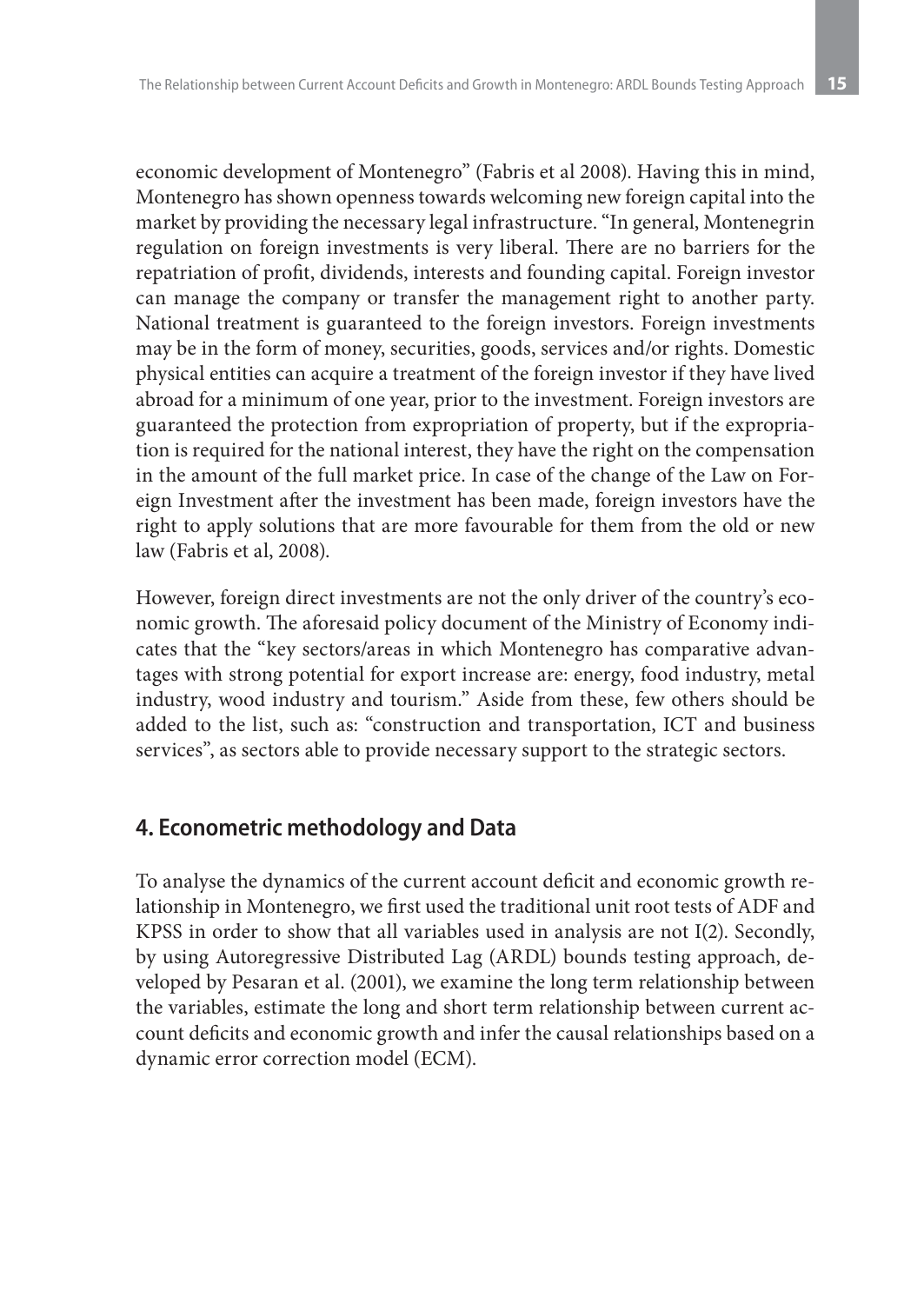economic development of Montenegro" (Fabris et al 2008). Having this in mind, Montenegro has shown openness towards welcoming new foreign capital into the market by providing the necessary legal infrastructure. "In general, Montenegrin regulation on foreign investments is very liberal. There are no barriers for the repatriation of profit, dividends, interests and founding capital. Foreign investor can manage the company or transfer the management right to another party. National treatment is guaranteed to the foreign investors. Foreign investments may be in the form of money, securities, goods, services and/or rights. Domestic physical entities can acquire a treatment of the foreign investor if they have lived abroad for a minimum of one year, prior to the investment. Foreign investors are guaranteed the protection from expropriation of property, but if the expropriation is required for the national interest, they have the right on the compensation in the amount of the full market price. In case of the change of the Law on Foreign Investment after the investment has been made, foreign investors have the right to apply solutions that are more favourable for them from the old or new law (Fabris et al, 2008).

However, foreign direct investments are not the only driver of the country's economic growth. The aforesaid policy document of the Ministry of Economy indicates that the "key sectors/areas in which Montenegro has comparative advantages with strong potential for export increase are: energy, food industry, metal industry, wood industry and tourism." Aside from these, few others should be added to the list, such as: "construction and transportation, ICT and business services", as sectors able to provide necessary support to the strategic sectors.

## 4. Econometric methodology and Data

To analyse the dynamics of the current account deficit and economic growth relationship in Montenegro, we first used the traditional unit root tests of ADF and KPSS in order to show that all variables used in analysis are not I(2). Secondly, by using Autoregressive Distributed Lag (ARDL) bounds testing approach, developed by Pesaran et al. (2001), we examine the long term relationship between the variables, estimate the long and short term relationship between current account deficits and economic growth and infer the causal relationships based on a dynamic error correction model (ECM).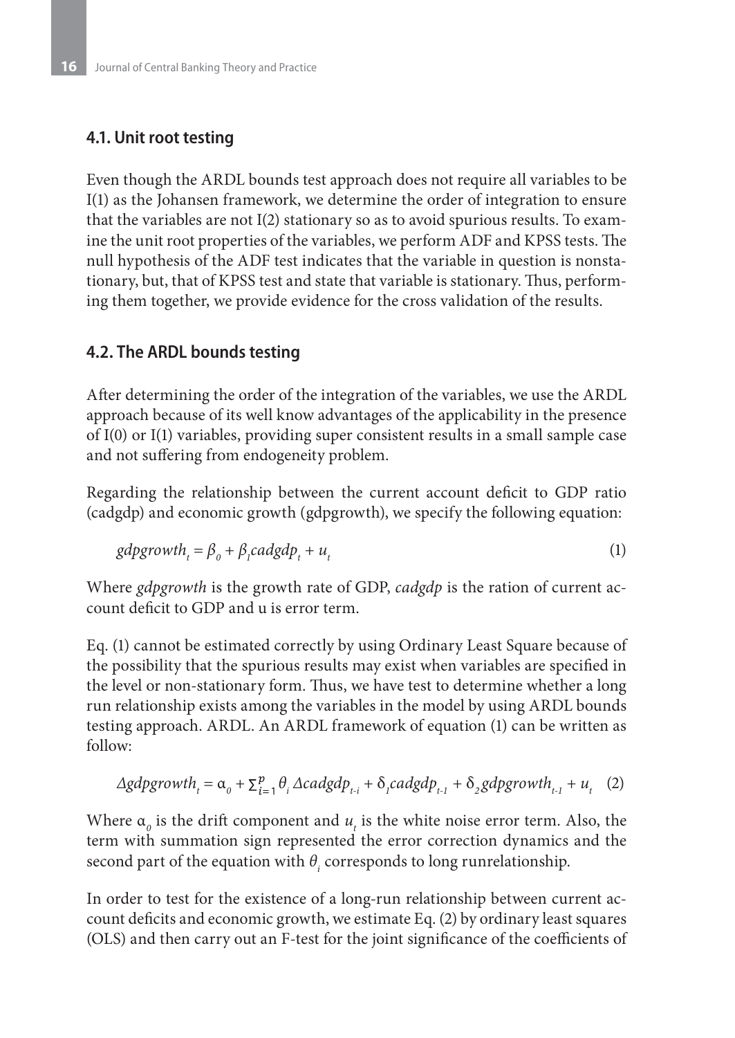### 4.1. Unit root testing

Even though the ARDL bounds test approach does not require all variables to be I(1) as the Johansen framework, we determine the order of integration to ensure that the variables are not I(2) stationary so as to avoid spurious results. To examine the unit root properties of the variables, we perform ADF and KPSS tests. The null hypothesis of the ADF test indicates that the variable in question is nonstationary, but, that of KPSS test and state that variable is stationary. Thus, performing them together, we provide evidence for the cross validation of the results.

### 4.2. The ARDL bounds testing

After determining the order of the integration of the variables, we use the ARDL approach because of its well know advantages of the applicability in the presence of I(0) or I(1) variables, providing super consistent results in a small sample case and not suffering from endogeneity problem.

Regarding the relationship between the current account deficit to GDP ratio (cadgdp) and economic growth (gdpgrowth), we specify the following equation:

$$gdpgrowth_t = \beta_0 + \beta_1 cadgdp_t + u_t \quad (1)$$

Where *gdpgrowth* is the growth rate of GDP, *cadgdp* is the ration of current account deficit to GDP and u is error term.

Eq. (1) cannot be estimated correctly by using Ordinary Least Square because of the possibility that the spurious results may exist when variables are specified in the level or non-stationary form. Thus, we have test to determine whether a long run relationship exists among the variables in the model by using ARDL bounds testing approach. ARDL. An ARDL framework of equation (1) can be written as follow:

$$\Delta gdpgrowth_t = \alpha_0 + \sum_{i=1}^{p} \theta_i \, \Delta cadgdp_{t-i} + \delta_1 cadgdp_{t-1} + \delta_2 gdpgrowth_{t-1} + u_t \quad (2)$$

Where $\alpha_0$ is the drift component and $u_t$ is the white noise error term. Also, the term with summation sign represented the error correction dynamics and the second part of the equation with $\theta_i$ corresponds to long runrelationship.

In order to test for the existence of a long-run relationship between current account deficits and economic growth, we estimate Eq. (2) by ordinary least squares (OLS) and then carry out an F-test for the joint significance of the coefficients of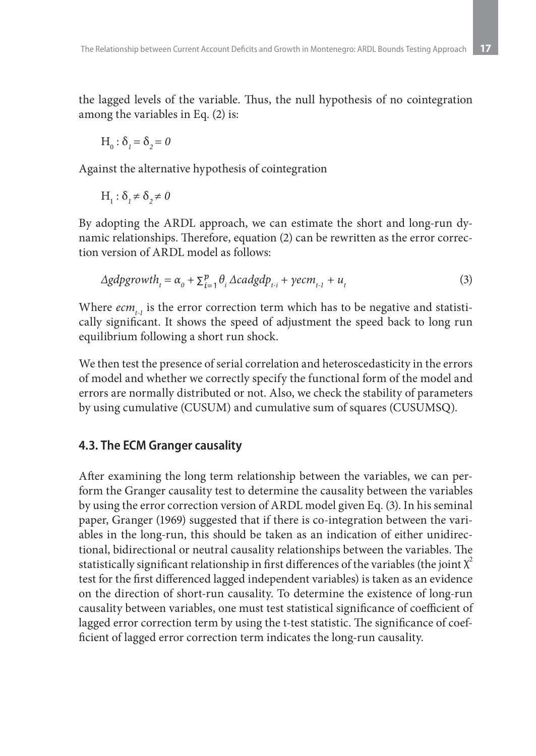the lagged levels of the variable. Thus, the null hypothesis of no cointegration among the variables in Eq. (2) is:

$$H_0 : \delta_1 = \delta_2 = 0$$

Against the alternative hypothesis of cointegration

$$H_1 : \delta_1 \neq \delta_2 \neq 0$$

By adopting the ARDL approach, we can estimate the short and long-run dynamic relationships. Therefore, equation (2) can be rewritten as the error correction version of ARDL model as follows:

$$\Delta gdpgrowth_t = \alpha_0 + \sum_{i=1}^{p} \theta_i \Delta cadgdp_{t-i} + \gamma ecm_{t-1} + u_t \tag{3}$$

Where $ecm_{t-1}$ is the error correction term which has to be negative and statistically significant. It shows the speed of adjustment the speed back to long run equilibrium following a short run shock.

We then test the presence of serial correlation and heteroscedasticity in the errors of model and whether we correctly specify the functional form of the model and errors are normally distributed or not. Also, we check the stability of parameters by using cumulative (CUSUM) and cumulative sum of squares (CUSUMSQ).

### 4.3. The ECM Granger causality

After examining the long term relationship between the variables, we can perform the Granger causality test to determine the causality between the variables by using the error correction version of ARDL model given Eq. (3). In his seminal paper, Granger (1969) suggested that if there is co-integration between the variables in the long-run, this should be taken as an indication of either unidirectional, bidirectional or neutral causality relationships between the variables. The statistically significant relationship in first differences of the variables (the joint $\chi^2$ test for the first differenced lagged independent variables) is taken as an evidence on the direction of short-run causality. To determine the existence of long-run causality between variables, one must test statistical significance of coefficient of lagged error correction term by using the t-test statistic. The significance of coefficient of lagged error correction term indicates the long-run causality.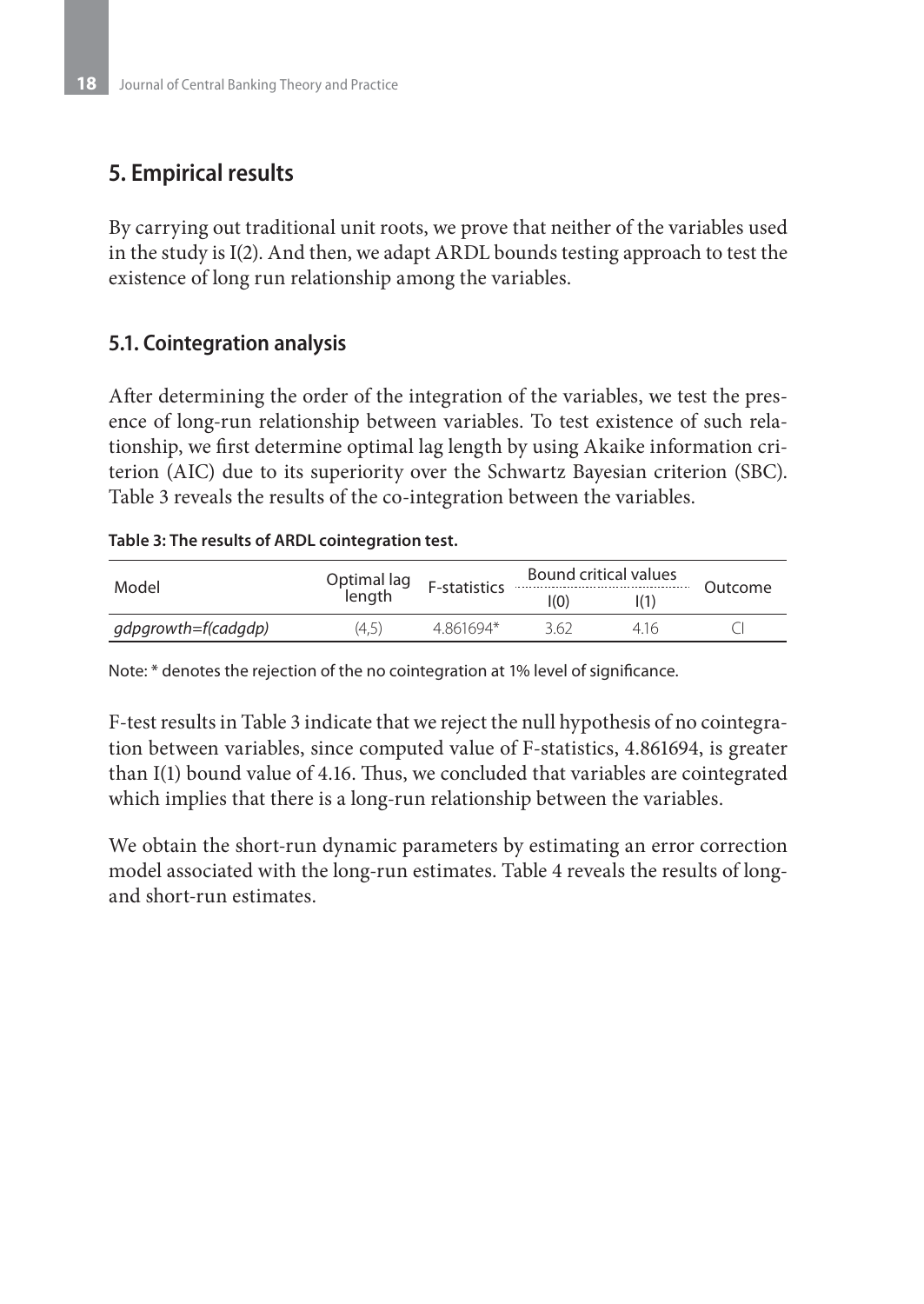## 5. Empirical results

By carrying out traditional unit roots, we prove that neither of the variables used in the study is I(2). And then, we adapt ARDL bounds testing approach to test the existence of long run relationship among the variables.

### 5.1. Cointegration analysis

After determining the order of the integration of the variables, we test the presence of long-run relationship between variables. To test existence of such relationship, we first determine optimal lag length by using Akaike information criterion (AIC) due to its superiority over the Schwartz Bayesian criterion (SBC). Table 3 reveals the results of the co-integration between the variables.

**Table 3: The results of ARDL cointegration test.**

| Model | Optimal lag length | F-statistics | Bound critical values | | Outcome |
|---|---|---|---|---|---|
| | | | I(0) | I(1) | |
| *gdpgrowth=f(cadgdp)* | (4,5) | 4.861694* | 3.62 | 4.16 | CI |

Note: * denotes the rejection of the no cointegration at 1% level of significance.

F-test results in Table 3 indicate that we reject the null hypothesis of no cointegration between variables, since computed value of F-statistics, 4.861694, is greater than I(1) bound value of 4.16. Thus, we concluded that variables are cointegrated which implies that there is a long-run relationship between the variables.

We obtain the short-run dynamic parameters by estimating an error correction model associated with the long-run estimates. Table 4 reveals the results of long- and short-run estimates.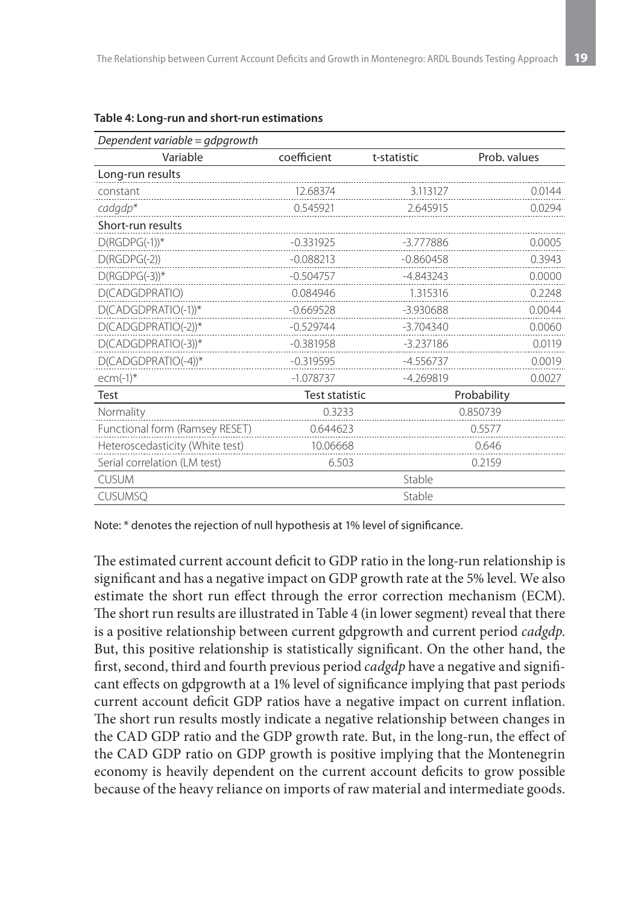**Table 4: Long-run and short-run estimations**

| *Dependent variable = gdpgrowth* | | | |
|---|---|---|---|
| Variable | coefficient | t-statistic | Prob. values |
| Long-run results | | | |
| constant | 12.68374 | 3.113127 | 0.0144 |
| *cadgdp** | 0.545921 | 2.645915 | 0.0294 |
| Short-run results | | | |
| D(RGDPG(-1))* | -0.331925 | -3.777886 | 0.0005 |
| D(RGDPG(-2)) | -0.088213 | -0.860458 | 0.3943 |
| D(RGDPG(-3))* | -0.504757 | -4.843243 | 0.0000 |
| D(CADGDPRATIO) | 0.084946 | 1.315316 | 0.2248 |
| D(CADGDPRATIO(-1))* | -0.669528 | -3.930688 | 0.0044 |
| D(CADGDPRATIO(-2))* | -0.529744 | -3.704340 | 0.0060 |
| D(CADGDPRATIO(-3))* | -0.381958 | -3.237186 | 0.0119 |
| D(CADGDPRATIO(-4))* | -0.319595 | -4.556737 | 0.0019 |
| ecm(-1)* | -1.078737 | -4.269819 | 0.0027 |
| Test | Test statistic | | Probability |
| Normality | 0.3233 | | 0.850739 |
| Functional form (Ramsey RESET) | 0.644623 | | 0.5577 |
| Heteroscedasticity (White test) | 10.06668 | | 0.646 |
| Serial correlation (LM test) | 6.503 | | 0.2159 |
| CUSUM | | Stable | |
| CUSUMSQ | | Stable | |

Note: * denotes the rejection of null hypothesis at 1% level of significance.

The estimated current account deficit to GDP ratio in the long-run relationship is significant and has a negative impact on GDP growth rate at the 5% level. We also estimate the short run effect through the error correction mechanism (ECM). The short run results are illustrated in Table 4 (in lower segment) reveal that there is a positive relationship between current gdpgrowth and current period *cadgdp*. But, this positive relationship is statistically significant. On the other hand, the first, second, third and fourth previous period *cadgdp* have a negative and significant effects on gdpgrowth at a 1% level of significance implying that past periods current account deficit GDP ratios have a negative impact on current inflation. The short run results mostly indicate a negative relationship between changes in the CAD GDP ratio and the GDP growth rate. But, in the long-run, the effect of the CAD GDP ratio on GDP growth is positive implying that the Montenegrin economy is heavily dependent on the current account deficits to grow possible because of the heavy reliance on imports of raw material and intermediate goods.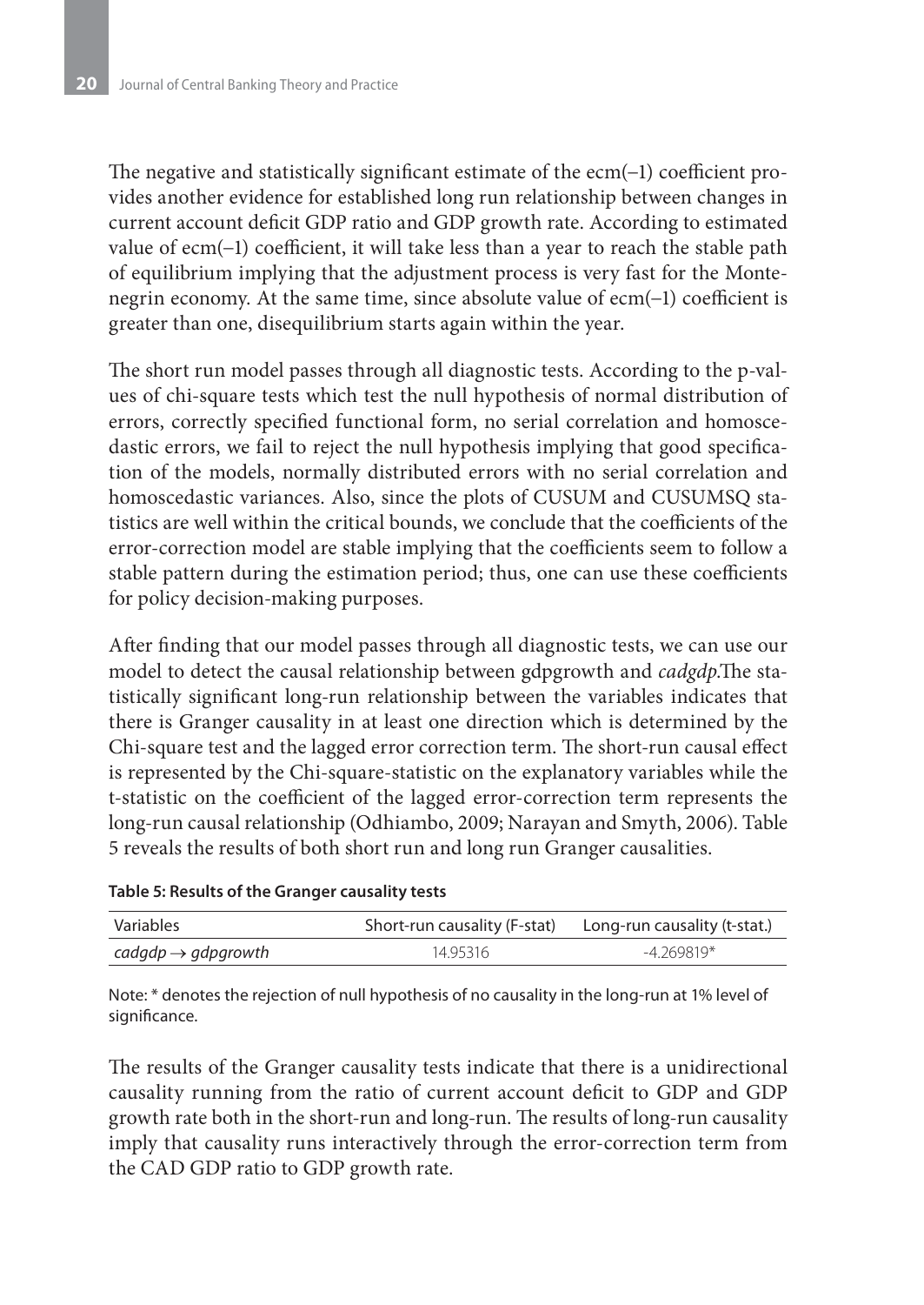The negative and statistically significant estimate of the ecm(–1) coefficient provides another evidence for established long run relationship between changes in current account deficit GDP ratio and GDP growth rate. According to estimated value of ecm(–1) coefficient, it will take less than a year to reach the stable path of equilibrium implying that the adjustment process is very fast for the Montenegrin economy. At the same time, since absolute value of ecm(–1) coefficient is greater than one, disequilibrium starts again within the year.

The short run model passes through all diagnostic tests. According to the p-values of chi-square tests which test the null hypothesis of normal distribution of errors, correctly specified functional form, no serial correlation and homoscedastic errors, we fail to reject the null hypothesis implying that good specification of the models, normally distributed errors with no serial correlation and homoscedastic variances. Also, since the plots of CUSUM and CUSUMSQ statistics are well within the critical bounds, we conclude that the coefficients of the error-correction model are stable implying that the coefficients seem to follow a stable pattern during the estimation period; thus, one can use these coefficients for policy decision-making purposes.

After finding that our model passes through all diagnostic tests, we can use our model to detect the causal relationship between gdpgrowth and *cadgdp*.The statistically significant long-run relationship between the variables indicates that there is Granger causality in at least one direction which is determined by the Chi-square test and the lagged error correction term. The short-run causal effect is represented by the Chi-square-statistic on the explanatory variables while the t-statistic on the coefficient of the lagged error-correction term represents the long-run causal relationship (Odhiambo, 2009; Narayan and Smyth, 2006). Table 5 reveals the results of both short run and long run Granger causalities.

**Table 5: Results of the Granger causality tests**

| Variables | Short-run causality (F-stat) | Long-run causality (t-stat.) |
|---|---|---|
| *cadgdp* $\rightarrow$ *gdpgrowth* | 14.95316 | -4.269819* |

Note: * denotes the rejection of null hypothesis of no causality in the long-run at 1% level of significance.

The results of the Granger causality tests indicate that there is a unidirectional causality running from the ratio of current account deficit to GDP and GDP growth rate both in the short-run and long-run. The results of long-run causality imply that causality runs interactively through the error-correction term from the CAD GDP ratio to GDP growth rate.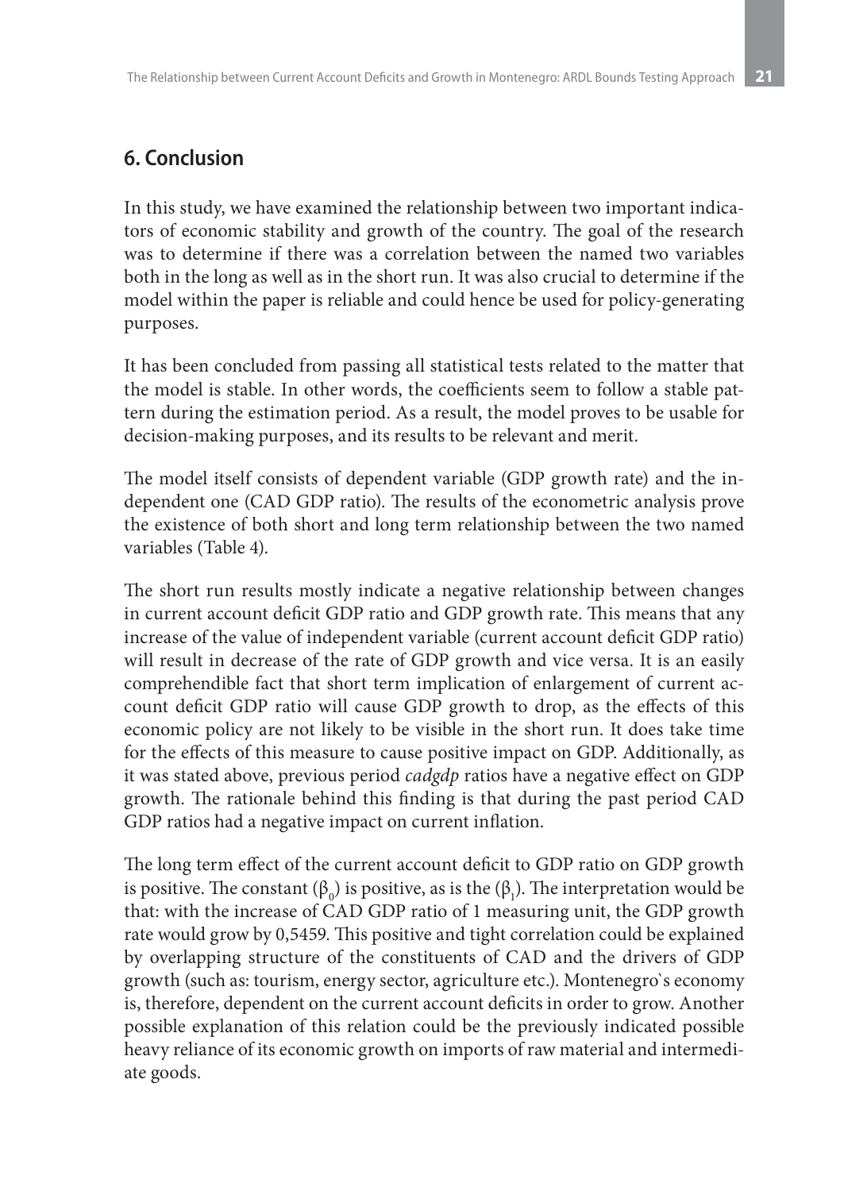## 6. Conclusion

In this study, we have examined the relationship between two important indicators of economic stability and growth of the country. The goal of the research was to determine if there was a correlation between the named two variables both in the long as well as in the short run. It was also crucial to determine if the model within the paper is reliable and could hence be used for policy-generating purposes.

It has been concluded from passing all statistical tests related to the matter that the model is stable. In other words, the coefficients seem to follow a stable pattern during the estimation period. As a result, the model proves to be usable for decision-making purposes, and its results to be relevant and merit.

The model itself consists of dependent variable (GDP growth rate) and the independent one (CAD GDP ratio). The results of the econometric analysis prove the existence of both short and long term relationship between the two named variables (Table 4).

The short run results mostly indicate a negative relationship between changes in current account deficit GDP ratio and GDP growth rate. This means that any increase of the value of independent variable (current account deficit GDP ratio) will result in decrease of the rate of GDP growth and vice versa. It is an easily comprehendible fact that short term implication of enlargement of current account deficit GDP ratio will cause GDP growth to drop, as the effects of this economic policy are not likely to be visible in the short run. It does take time for the effects of this measure to cause positive impact on GDP. Additionally, as it was stated above, previous period *cadgdp* ratios have a negative effect on GDP growth. The rationale behind this finding is that during the past period CAD GDP ratios had a negative impact on current inflation.

The long term effect of the current account deficit to GDP ratio on GDP growth is positive. The constant ($\beta_0$) is positive, as is the ($\beta_1$). The interpretation would be that: with the increase of CAD GDP ratio of 1 measuring unit, the GDP growth rate would grow by 0,5459. This positive and tight correlation could be explained by overlapping structure of the constituents of CAD and the drivers of GDP growth (such as: tourism, energy sector, agriculture etc.). Montenegro`s economy is, therefore, dependent on the current account deficits in order to grow. Another possible explanation of this relation could be the previously indicated possible heavy reliance of its economic growth on imports of raw material and intermediate goods.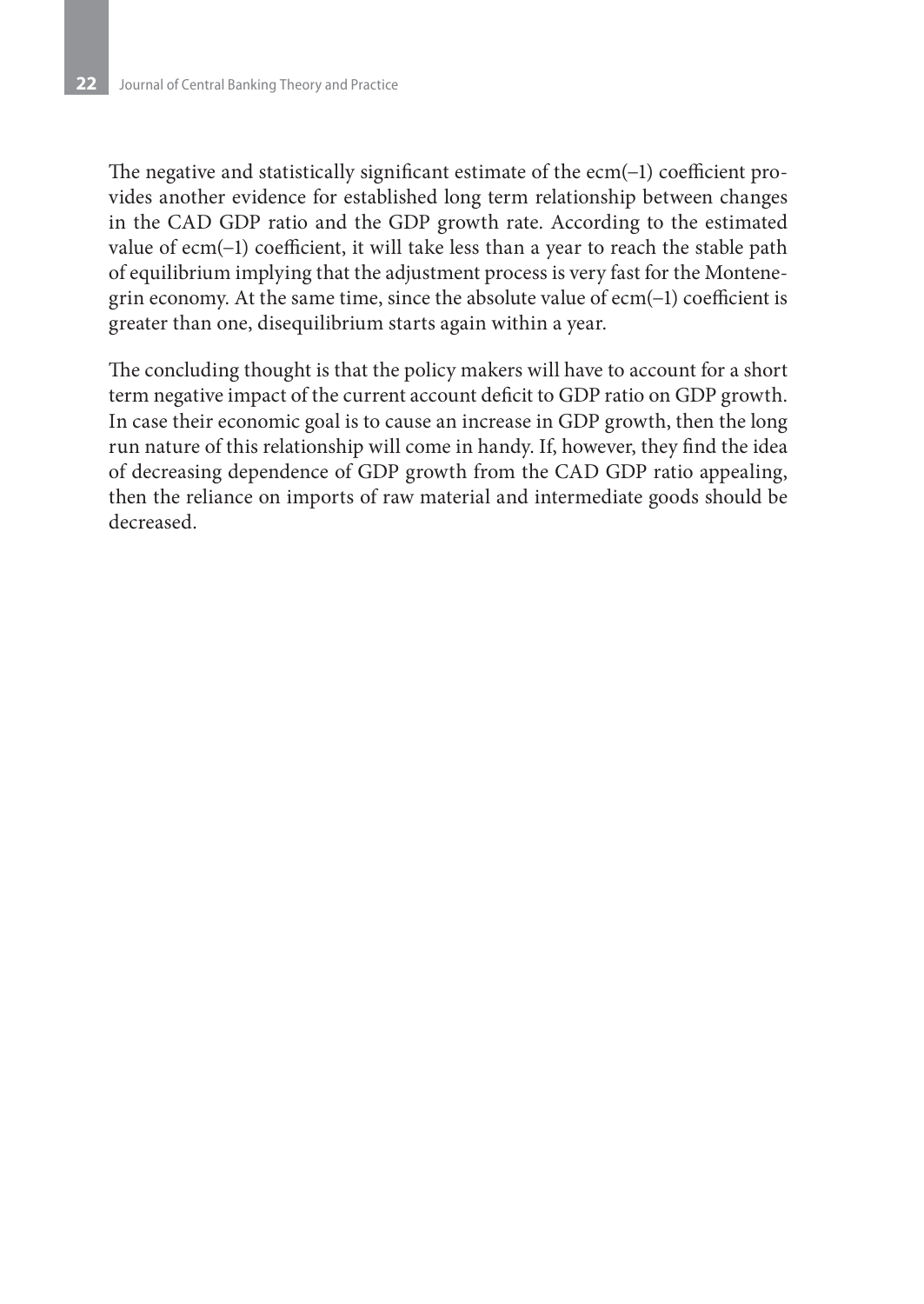The negative and statistically significant estimate of the ecm(–1) coefficient provides another evidence for established long term relationship between changes in the CAD GDP ratio and the GDP growth rate. According to the estimated value of ecm(–1) coefficient, it will take less than a year to reach the stable path of equilibrium implying that the adjustment process is very fast for the Montenegrin economy. At the same time, since the absolute value of ecm(–1) coefficient is greater than one, disequilibrium starts again within a year.

The concluding thought is that the policy makers will have to account for a short term negative impact of the current account deficit to GDP ratio on GDP growth. In case their economic goal is to cause an increase in GDP growth, then the long run nature of this relationship will come in handy. If, however, they find the idea of decreasing dependence of GDP growth from the CAD GDP ratio appealing, then the reliance on imports of raw material and intermediate goods should be decreased.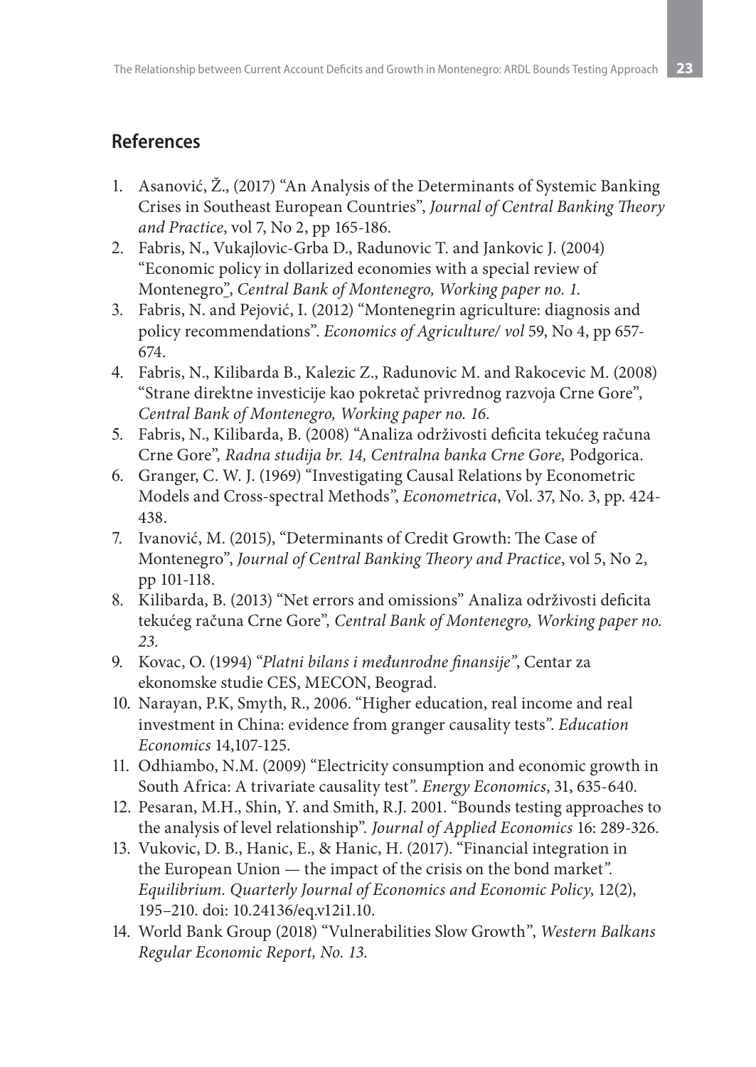## References

1. Asanović, Ž., (2017) "An Analysis of the Determinants of Systemic Banking Crises in Southeast European Countries", *Journal of Central Banking Theory and Practice*, vol 7, No 2, pp 165-186.
2. Fabris, N., Vukajlovic-Grba D., Radunovic T. and Jankovic J. (2004) "Economic policy in dollarized economies with a special review of Montenegro", *Central Bank of Montenegro, Working paper no. 1.*
3. Fabris, N. and Pejović, I. (2012) "Montenegrin agriculture: diagnosis and policy recommendations". *Economics of Agriculture/ vol* 59, No 4, pp 657-674.
4. Fabris, N., Kilibarda B., Kalezic Z., Radunovic M. and Rakocevic M. (2008) "Strane direktne investicije kao pokretač privrednog razvoja Crne Gore", *Central Bank of Montenegro, Working paper no. 16.*
5. Fabris, N., Kilibarda, B. (2008) "Analiza održivosti deficita tekućeg računa Crne Gore"*, Radna studija br. 14, Centralna banka Crne Gore,* Podgorica.
6. Granger, C. W. J. (1969) "Investigating Causal Relations by Econometric Models and Cross-spectral Methods", *Econometrica*, Vol. 37, No. 3, pp. 424-438.
7. Ivanović, M. (2015), "Determinants of Credit Growth: The Case of Montenegro", *Journal of Central Banking Theory and Practice*, vol 5, No 2, pp 101-118.
8. Kilibarda, B. (2013) "Net errors and omissions" Analiza održivosti deficita tekućeg računa Crne Gore"*, Central Bank of Montenegro, Working paper no. 23.*
9. Kovac, O. (1994) "*Platni bilans i međunrodne finansije*", Centar za ekonomske studie CES, MECON, Beograd.
10. Narayan, P.K, Smyth, R., 2006. "Higher education, real income and real investment in China: evidence from granger causality tests". *Education Economics* 14,107-125.
11. Odhiambo, N.M. (2009) "Electricity consumption and economic growth in South Africa: A trivariate causality test". *Energy Economics*, 31, 635-640.
12. Pesaran, M.H., Shin, Y. and Smith, R.J. 2001. "Bounds testing approaches to the analysis of level relationship". *Journal of Applied Economics* 16: 289-326.
13. Vukovic, D. B., Hanic, E., & Hanic, H. (2017). "Financial integration in the European Union — the impact of the crisis on the bond market". *Equilibrium. Quarterly Journal of Economics and Economic Policy*, 12(2), 195–210. doi: 10.24136/eq.v12i1.10.
14. World Bank Group (2018) "Vulnerabilities Slow Growth", *Western Balkans Regular Economic Report, No. 13.*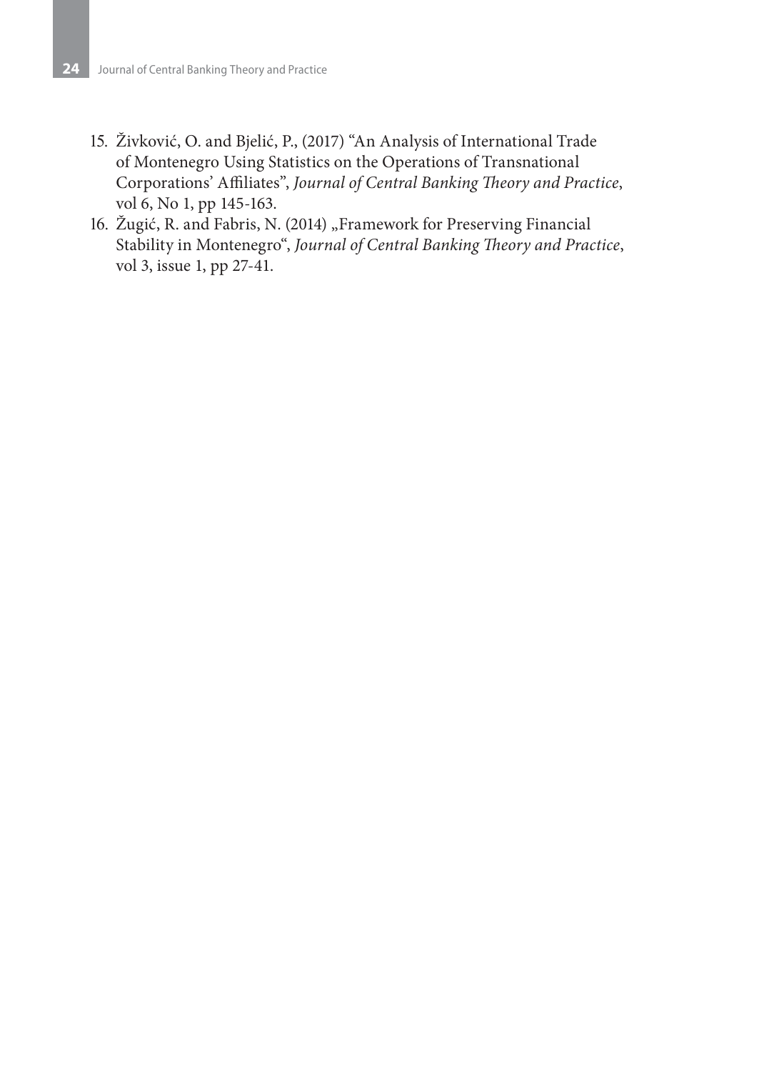15. Živković, O. and Bjelić, P., (2017) "An Analysis of International Trade of Montenegro Using Statistics on the Operations of Transnational Corporations' Affiliates", *Journal of Central Banking Theory and Practice*, vol 6, No 1, pp 145-163.
16. Žugić, R. and Fabris, N. (2014) „Framework for Preserving Financial Stability in Montenegro", *Journal of Central Banking Theory and Practice*, vol 3, issue 1, pp 27-41.